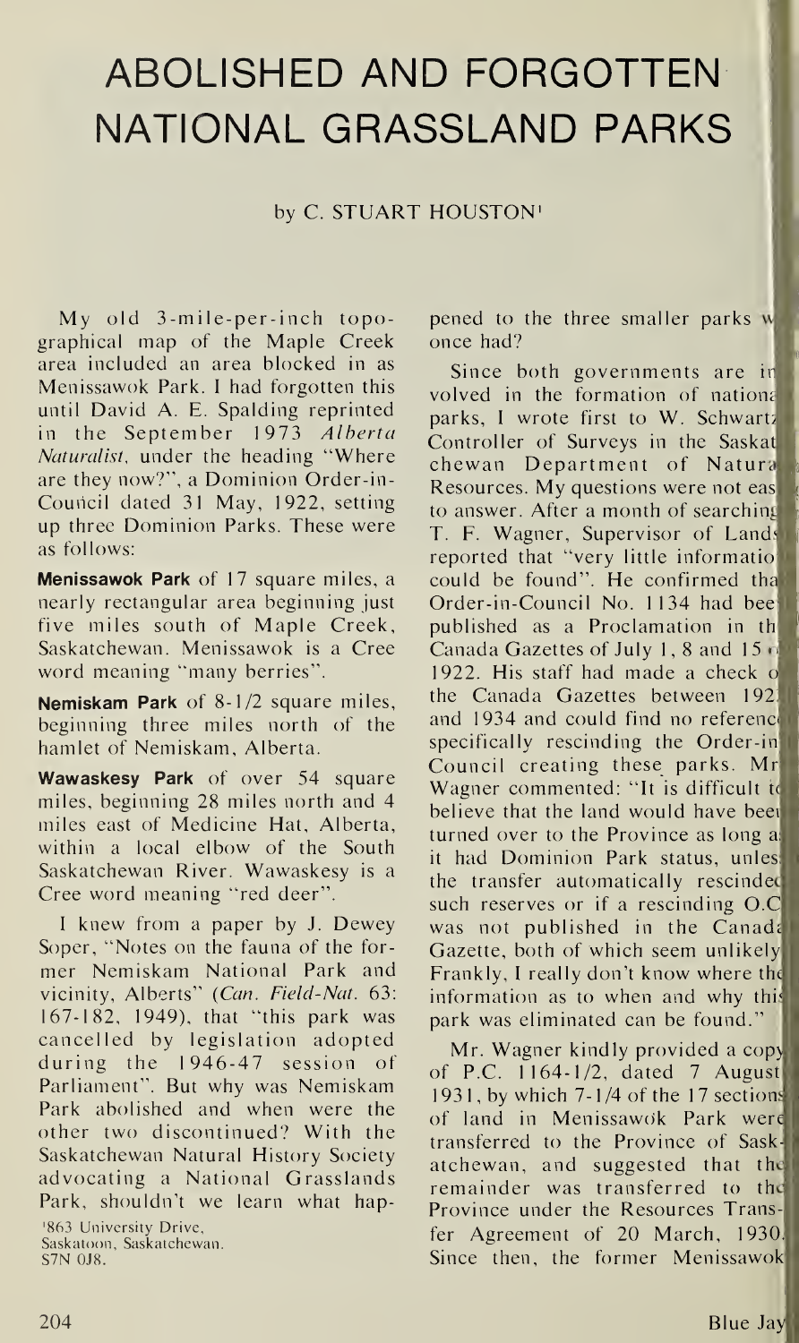# ABOLISHED AND FORGOTTEN NATIONAL GRASSLAND PARKS

by C. STUART HOUSTON[1]

My old 3-mile-per-inch topographical map of the Maple Creek area included an area blocked in as Menissawok Park. I had forgotten this until David A. E. Spalding reprinted in the September 1973 *Alberta Naturalist*, under the heading "Where are they now?", a Dominion Order-in-Council dated 31 May, 1922, setting up three Dominion Parks. These were as follows:

**Menissawok Park** of 17 square miles, a nearly rectangular area beginning just five miles south of Maple Creek, Saskatchewan. Menissawok is a Cree word meaning "many berries".

**Nemiskam Park** of 8-1/2 square miles, beginning three miles north of the hamlet of Nemiskam, Alberta.

**Wawaskesy Park** of over 54 square miles, beginning 28 miles north and 4 miles east of Medicine Hat, Alberta, within a local elbow of the South Saskatchewan River. Wawaskesy is a Cree word meaning "red deer".

I knew from a paper by J. Dewey Soper, "Notes on the fauna of the former Nemiskam National Park and vicinity, Alberts" (*Can. Field-Nat.* 63: 167-182, 1949), that "this park was cancelled by legislation adopted during the 1946-47 session of Parliament". But why was Nemiskam Park abolished and when were the other two discontinued? With the Saskatchewan Natural History Society advocating a National Grasslands Park, shouldn't we learn what happened to the three smaller parks we once had?

Since both governments are involved in the formation of national parks, I wrote first to W. Schwartz, Controller of Surveys in the Saskatchewan Department of Natural Resources. My questions were not easy to answer. After a month of searching T. F. Wagner, Supervisor of Lands, reported that "very little information could be found". He confirmed that Order-in-Council No. 1134 had been published as a Proclamation in the Canada Gazettes of July 1, 8 and 15 of 1922. His staff had made a check of the Canada Gazettes between 1922 and 1934 and could find no reference specifically rescinding the Order-in-Council creating these parks. Mr. Wagner commented: "It is difficult to believe that the land would have been turned over to the Province as long as it had Dominion Park status, unless the transfer automatically rescinded such reserves or if a rescinding O.C. was not published in the Canada Gazette, both of which seem unlikely. Frankly, I really don't know where the information as to when and why this park was eliminated can be found."

Mr. Wagner kindly provided a copy of P.C. 1164-1/2, dated 7 August 1931, by which 7-1/4 of the 17 sections of land in Menissawok Park were transferred to the Province of Saskatchewan, and suggested that the remainder was transferred to the Province under the Resources Transfer Agreement of 20 March, 1930. Since then, the former Menissawok

[1] 863 University Drive, Saskatoon, Saskatchewan. S7N 0J8.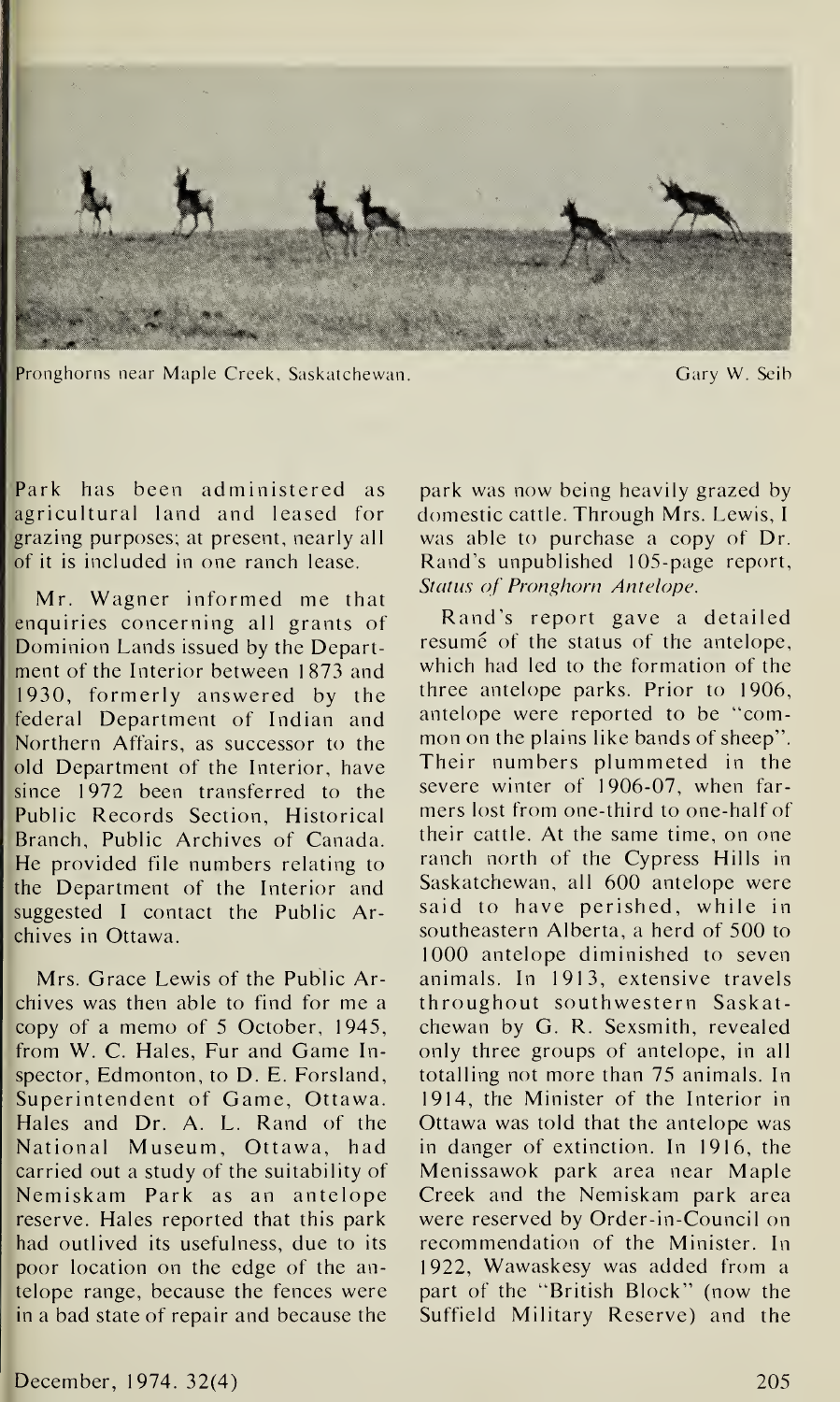Pronghorns near Maple Creek, Saskatchewan. Gary W. Seib

Park has been administered as agricultural land and leased for grazing purposes; at present, nearly all of it is included in one ranch lease.

Mr. Wagner informed me that enquiries concerning all grants of Dominion Lands issued by the Department of the Interior between 1873 and 1930, formerly answered by the federal Department of Indian and Northern Affairs, as successor to the old Department of the Interior, have since 1972 been transferred to the Public Records Section, Historical Branch, Public Archives of Canada. He provided file numbers relating to the Department of the Interior and suggested I contact the Public Archives in Ottawa.

Mrs. Grace Lewis of the Public Archives was then able to find for me a copy of a memo of 5 October, 1945, from W. C. Hales, Fur and Game Inspector, Edmonton, to D. E. Forsland, Superintendent of Game, Ottawa. Hales and Dr. A. L. Rand of the National Museum, Ottawa, had carried out a study of the suitability of Nemiskam Park as an antelope reserve. Hales reported that this park had outlived its usefulness, due to its poor location on the edge of the antelope range, because the fences were in a bad state of repair and because the park was now being heavily grazed by domestic cattle. Through Mrs. Lewis, I was able to purchase a copy of Dr. Rand's unpublished 105-page report, *Status of Pronghorn Antelope*.

Rand's report gave a detailed resumé of the status of the antelope, which had led to the formation of the three antelope parks. Prior to 1906, antelope were reported to be "common on the plains like bands of sheep". Their numbers plummeted in the severe winter of 1906-07, when farmers lost from one-third to one-half of their cattle. At the same time, on one ranch north of the Cypress Hills in Saskatchewan, all 600 antelope were said to have perished, while in southeastern Alberta, a herd of 500 to 1000 antelope diminished to seven animals. In 1913, extensive travels throughout southwestern Saskatchewan by G. R. Sexsmith, revealed only three groups of antelope, in all totalling not more than 75 animals. In 1914, the Minister of the Interior in Ottawa was told that the antelope was in danger of extinction. In 1916, the Menissawok park area near Maple Creek and the Nemiskam park area were reserved by Order-in-Council on recommendation of the Minister. In 1922, Wawaskesy was added from a part of the "British Block" (now the Suffield Military Reserve) and the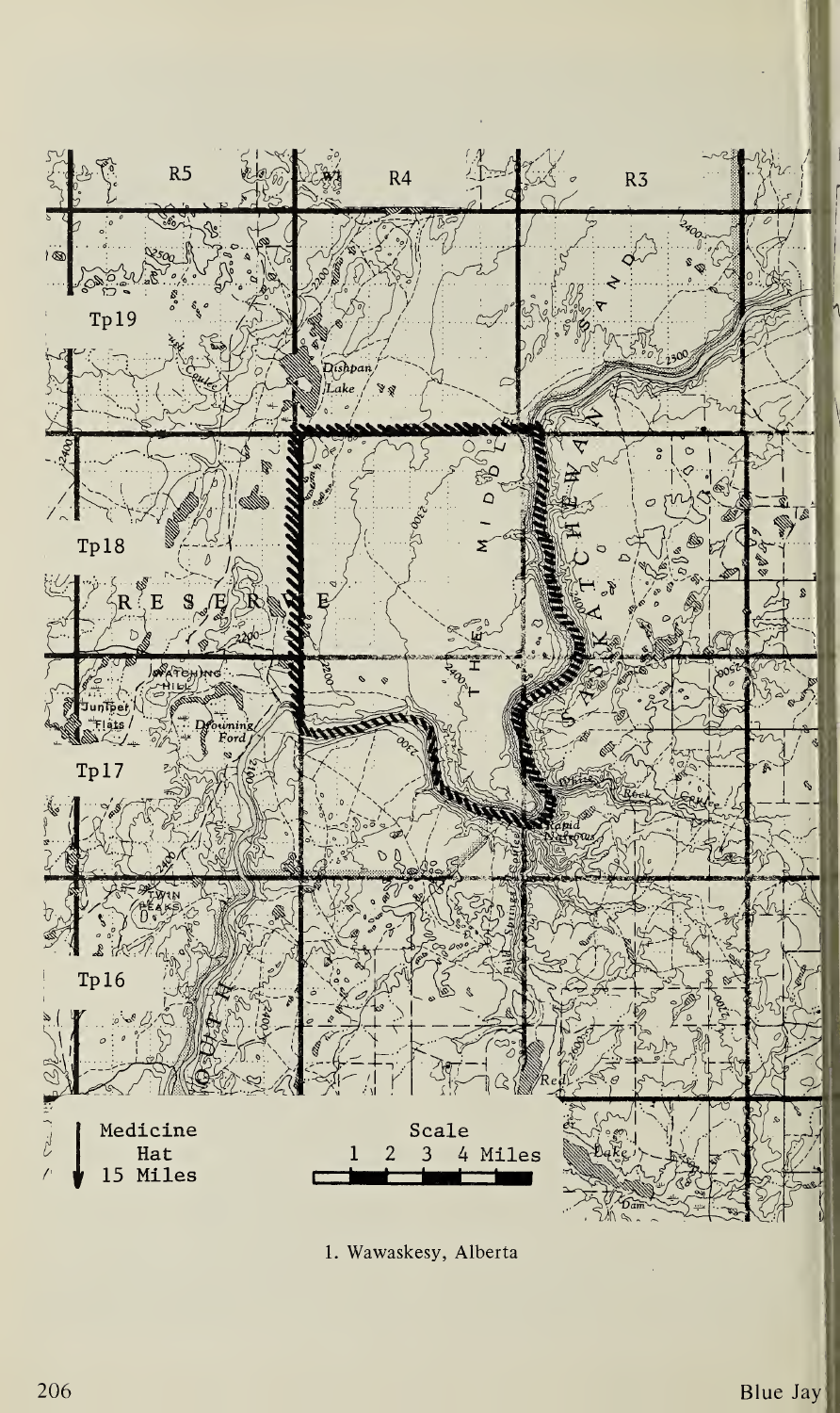1. Wawaskesy, Alberta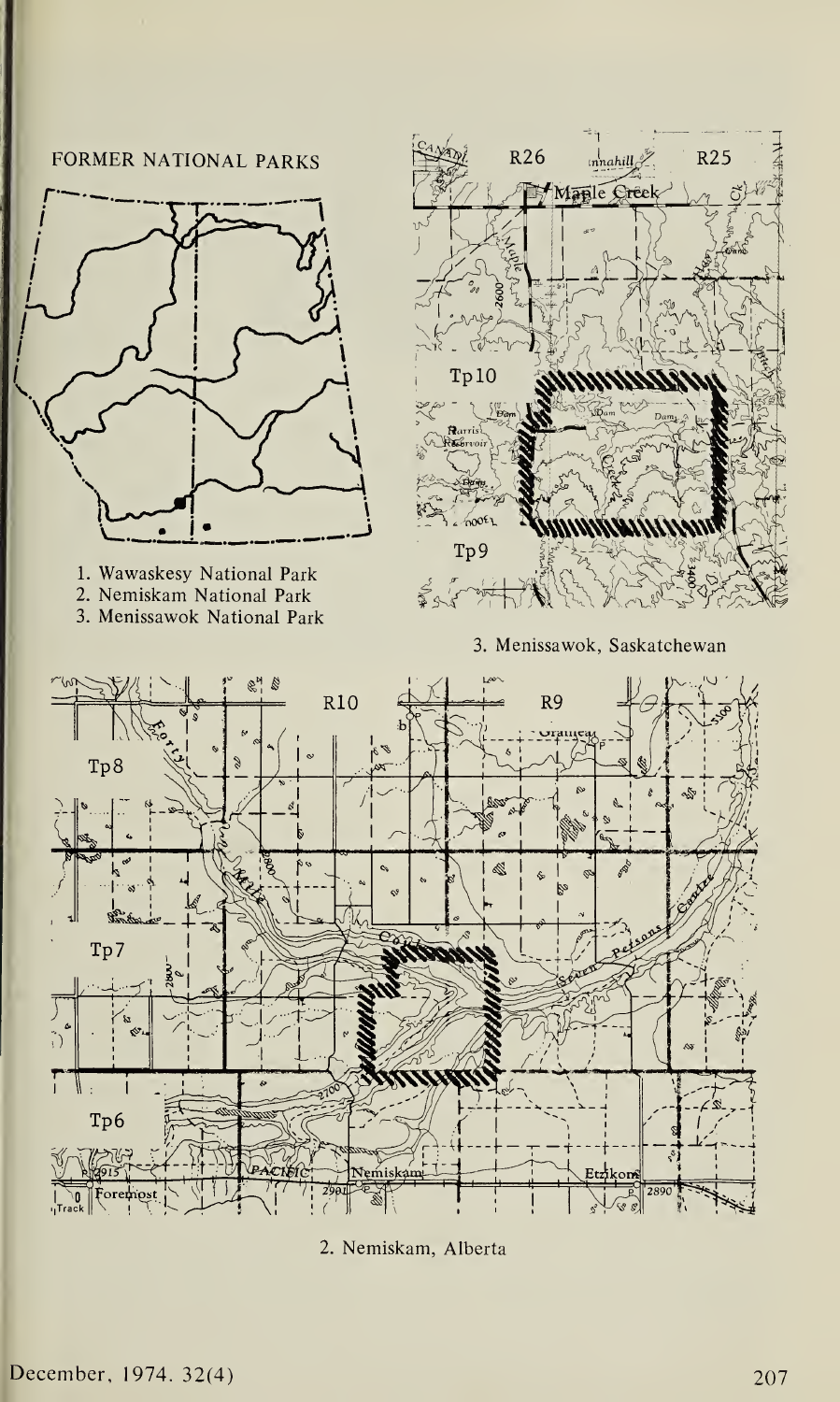FORMER NATIONAL PARKS

1. Wawaskesy National Park
2. Nemiskam National Park
3. Menissawok National Park

3. Menissawok, Saskatchewan

2. Nemiskam, Alberta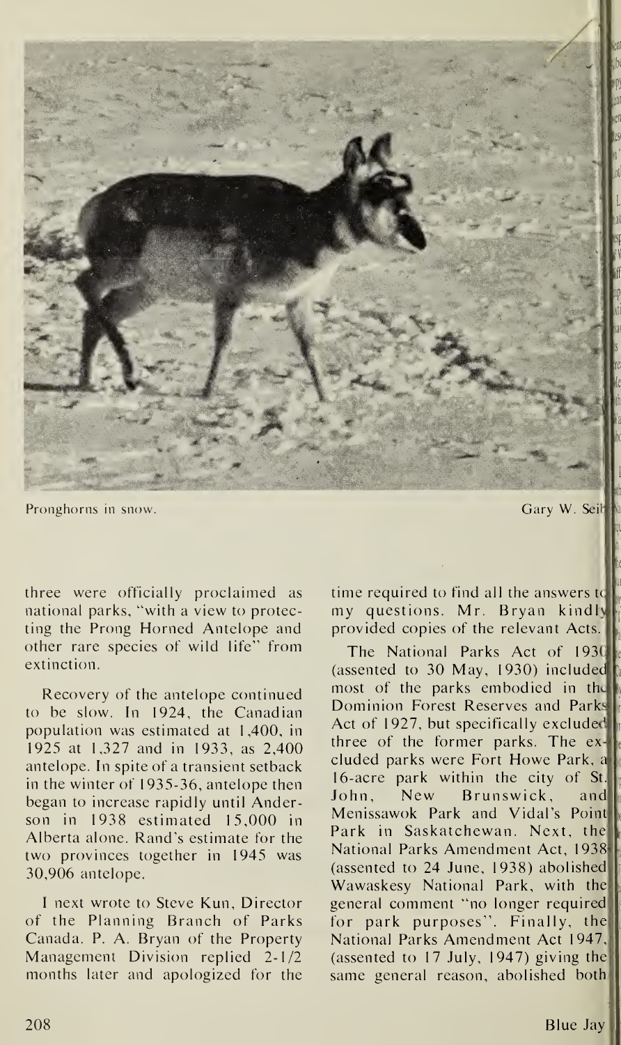Pronghorns in snow. Gary W. Seib

three were officially proclaimed as national parks, "with a view to protecting the Prong Horned Antelope and other rare species of wild life" from extinction.

Recovery of the antelope continued to be slow. In 1924, the Canadian population was estimated at 1,400, in 1925 at 1,327 and in 1933, as 2,400 antelope. In spite of a transient setback in the winter of 1935-36, antelope then began to increase rapidly until Anderson in 1938 estimated 15,000 in Alberta alone. Rand's estimate for the two provinces together in 1945 was 30,906 antelope.

I next wrote to Steve Kun, Director of the Planning Branch of Parks Canada. P. A. Bryan of the Property Management Division replied 2-1/2 months later and apologized for the time required to find all the answers to my questions. Mr. Bryan kindly provided copies of the relevant Acts.

The National Parks Act of 1930 (assented to 30 May, 1930) included most of the parks embodied in the Dominion Forest Reserves and Parks Act of 1927, but specifically excluded three of the former parks. The excluded parks were Fort Howe Park, a 16-acre park within the city of St. John, New Brunswick, and Menissawok Park and Vidal's Point Park in Saskatchewan. Next, the National Parks Amendment Act, 1938 (assented to 24 June, 1938) abolished Wawaskesy National Park, with the general comment "no longer required for park purposes". Finally, the National Parks Amendment Act 1947, (assented to 17 July, 1947) giving the same general reason, abolished both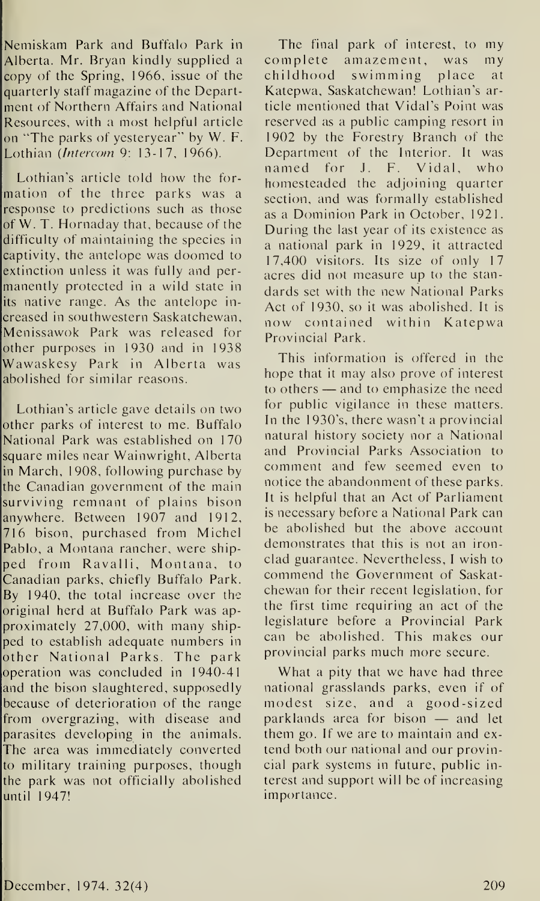Nemiskam Park and Buffalo Park in Alberta. Mr. Bryan kindly supplied a copy of the Spring, 1966, issue of the quarterly staff magazine of the Department of Northern Affairs and National Resources, with a most helpful article on "The parks of yesteryear" by W. F. Lothian (*Intercom* 9: 13-17, 1966).

Lothian's article told how the formation of the three parks was a response to predictions such as those of W. T. Hornaday that, because of the difficulty of maintaining the species in captivity, the antelope was doomed to extinction unless it was fully and permanently protected in a wild state in its native range. As the antelope increased in southwestern Saskatchewan, Menissawok Park was released for other purposes in 1930 and in 1938 Wawaskesy Park in Alberta was abolished for similar reasons.

Lothian's article gave details on two other parks of interest to me. Buffalo National Park was established on 170 square miles near Wainwright, Alberta in March, 1908, following purchase by the Canadian government of the main surviving remnant of plains bison anywhere. Between 1907 and 1912, 716 bison, purchased from Michel Pablo, a Montana rancher, were shipped from Ravalli, Montana, to Canadian parks, chiefly Buffalo Park. By 1940, the total increase over the original herd at Buffalo Park was approximately 27,000, with many shipped to establish adequate numbers in other National Parks. The park operation was concluded in 1940-41 and the bison slaughtered, supposedly because of deterioration of the range from overgrazing, with disease and parasites developing in the animals. The area was immediately converted to military training purposes, though the park was not officially abolished until 1947!

The final park of interest, to my complete amazement, was my childhood swimming place at Katepwa, Saskatchewan! Lothian's article mentioned that Vidal's Point was reserved as a public camping resort in 1902 by the Forestry Branch of the Department of the Interior. It was named for J. F. Vidal, who homesteaded the adjoining quarter section, and was formally established as a Dominion Park in October, 1921. During the last year of its existence as a national park in 1929, it attracted 17,400 visitors. Its size of only 17 acres did not measure up to the standards set with the new National Parks Act of 1930, so it was abolished. It is now contained within Katepwa Provincial Park.

This information is offered in the hope that it may also prove of interest to others — and to emphasize the need for public vigilance in these matters. In the 1930's, there wasn't a provincial natural history society nor a National and Provincial Parks Association to comment and few seemed even to notice the abandonment of these parks. It is helpful that an Act of Parliament is necessary before a National Park can be abolished but the above account demonstrates that this is not an ironclad guarantee. Nevertheless, I wish to commend the Government of Saskatchewan for their recent legislation, for the first time requiring an act of the legislature before a Provincial Park can be abolished. This makes our provincial parks much more secure.

What a pity that we have had three national grasslands parks, even if of modest size, and a good-sized parklands area for bison — and let them go. If we are to maintain and extend both our national and our provincial park systems in future, public interest and support will be of increasing importance.